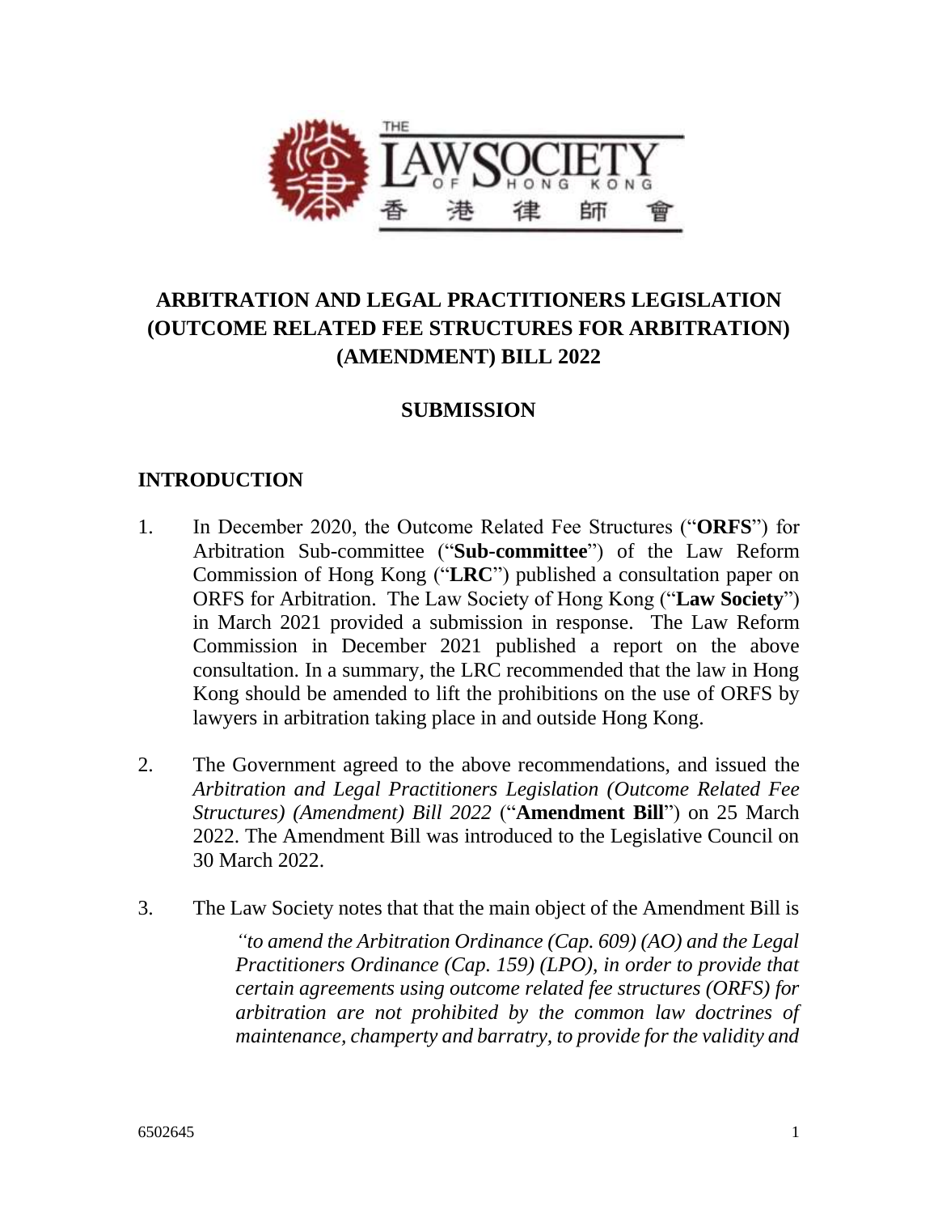# ARBITRATION AND LEGAL PRACTITIONERS LEGISLATION (OUTCOME RELATED FEE STRUCTURES FOR ARBITRATION) (AMENDMENT) BILL 2022

## SUBMISSION

## INTRODUCTION

1. In December 2020, the Outcome Related Fee Structures ("**ORFS**") for Arbitration Sub-committee ("**Sub-committee**") of the Law Reform Commission of Hong Kong ("**LRC**") published a consultation paper on ORFS for Arbitration. The Law Society of Hong Kong ("**Law Society**") in March 2021 provided a submission in response. The Law Reform Commission in December 2021 published a report on the above consultation. In a summary, the LRC recommended that the law in Hong Kong should be amended to lift the prohibitions on the use of ORFS by lawyers in arbitration taking place in and outside Hong Kong.

2. The Government agreed to the above recommendations, and issued the *Arbitration and Legal Practitioners Legislation (Outcome Related Fee Structures) (Amendment) Bill 2022* ("**Amendment Bill**") on 25 March 2022. The Amendment Bill was introduced to the Legislative Council on 30 March 2022.

3. The Law Society notes that that the main object of the Amendment Bill is

   *"to amend the Arbitration Ordinance (Cap. 609) (AO) and the Legal Practitioners Ordinance (Cap. 159) (LPO), in order to provide that certain agreements using outcome related fee structures (ORFS) for arbitration are not prohibited by the common law doctrines of maintenance, champerty and barratry, to provide for the validity and*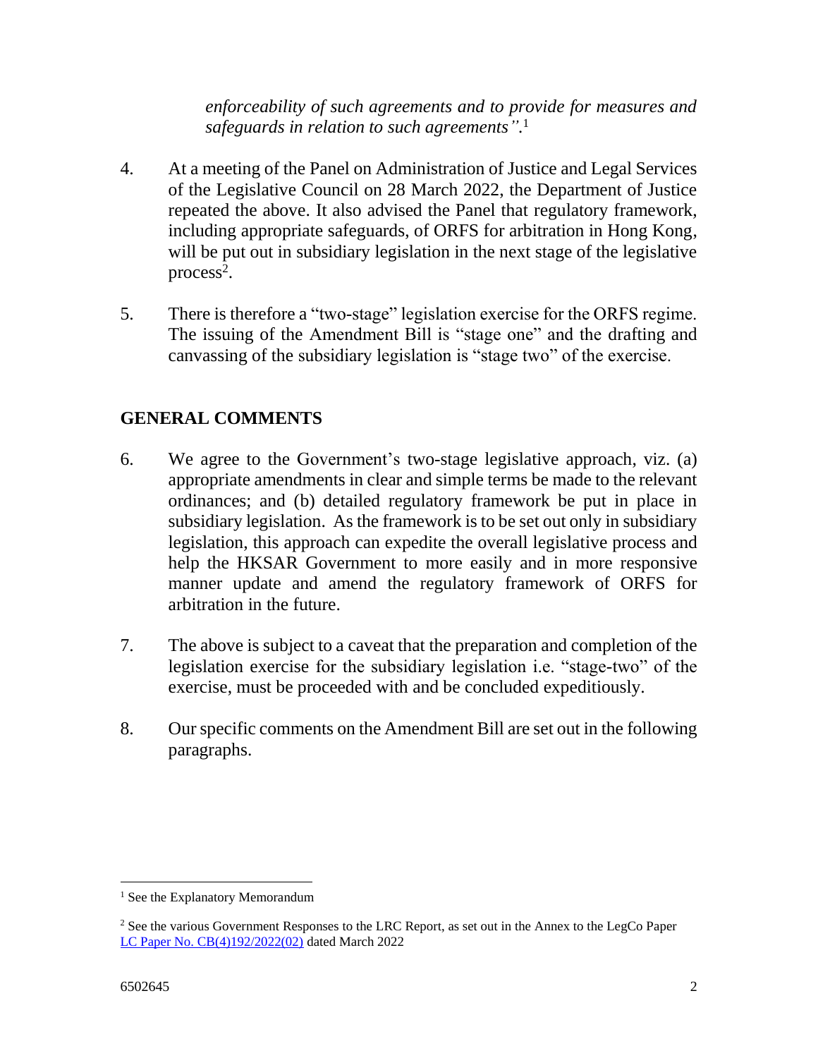*enforceability of such agreements and to provide for measures and safeguards in relation to such agreements".*[1]

4. At a meeting of the Panel on Administration of Justice and Legal Services of the Legislative Council on 28 March 2022, the Department of Justice repeated the above. It also advised the Panel that regulatory framework, including appropriate safeguards, of ORFS for arbitration in Hong Kong, will be put out in subsidiary legislation in the next stage of the legislative process[2].

5. There is therefore a "two-stage" legislation exercise for the ORFS regime. The issuing of the Amendment Bill is "stage one" and the drafting and canvassing of the subsidiary legislation is "stage two" of the exercise.

## GENERAL COMMENTS

6. We agree to the Government's two-stage legislative approach, viz. (a) appropriate amendments in clear and simple terms be made to the relevant ordinances; and (b) detailed regulatory framework be put in place in subsidiary legislation. As the framework is to be set out only in subsidiary legislation, this approach can expedite the overall legislative process and help the HKSAR Government to more easily and in more responsive manner update and amend the regulatory framework of ORFS for arbitration in the future.

7. The above is subject to a caveat that the preparation and completion of the legislation exercise for the subsidiary legislation i.e. "stage-two" of the exercise, must be proceeded with and be concluded expeditiously.

8. Our specific comments on the Amendment Bill are set out in the following paragraphs.

---

[1] See the Explanatory Memorandum

[2] See the various Government Responses to the LRC Report, as set out in the Annex to the LegCo Paper LC Paper No. CB(4)192/2022(02) dated March 2022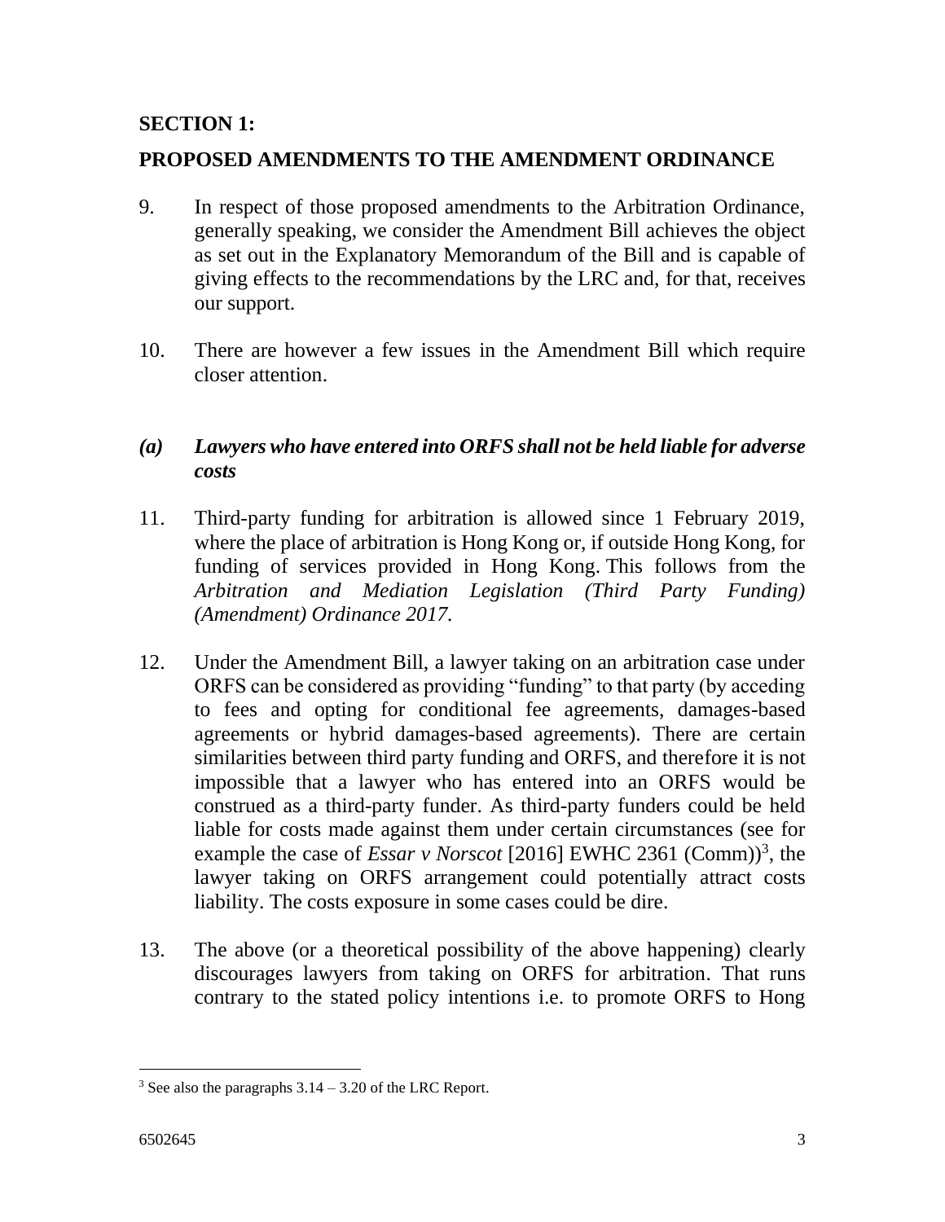## SECTION 1:

## PROPOSED AMENDMENTS TO THE AMENDMENT ORDINANCE

9. In respect of those proposed amendments to the Arbitration Ordinance, generally speaking, we consider the Amendment Bill achieves the object as set out in the Explanatory Memorandum of the Bill and is capable of giving effects to the recommendations by the LRC and, for that, receives our support.

10. There are however a few issues in the Amendment Bill which require closer attention.

### *(a) Lawyers who have entered into ORFS shall not be held liable for adverse costs*

11. Third-party funding for arbitration is allowed since 1 February 2019, where the place of arbitration is Hong Kong or, if outside Hong Kong, for funding of services provided in Hong Kong. This follows from the *Arbitration and Mediation Legislation (Third Party Funding) (Amendment) Ordinance 2017*.

12. Under the Amendment Bill, a lawyer taking on an arbitration case under ORFS can be considered as providing "funding" to that party (by acceding to fees and opting for conditional fee agreements, damages-based agreements or hybrid damages-based agreements). There are certain similarities between third party funding and ORFS, and therefore it is not impossible that a lawyer who has entered into an ORFS would be construed as a third-party funder. As third-party funders could be held liable for costs made against them under certain circumstances (see for example the case of *Essar v Norscot* [2016] EWHC 2361 (Comm))[3], the lawyer taking on ORFS arrangement could potentially attract costs liability. The costs exposure in some cases could be dire.

13. The above (or a theoretical possibility of the above happening) clearly discourages lawyers from taking on ORFS for arbitration. That runs contrary to the stated policy intentions i.e. to promote ORFS to Hong

[3] See also the paragraphs 3.14 – 3.20 of the LRC Report.

6502645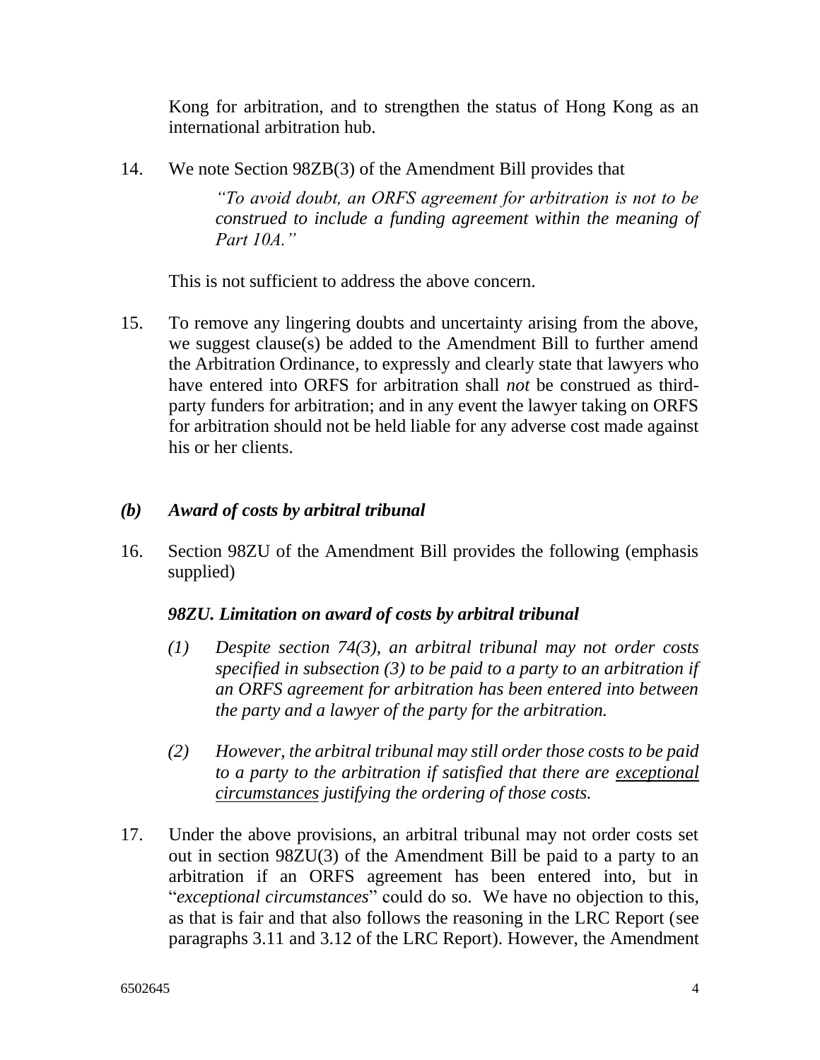Kong for arbitration, and to strengthen the status of Hong Kong as an international arbitration hub.

14. We note Section 98ZB(3) of the Amendment Bill provides that

    *"To avoid doubt, an ORFS agreement for arbitration is not to be construed to include a funding agreement within the meaning of Part 10A."*

    This is not sufficient to address the above concern.

15. To remove any lingering doubts and uncertainty arising from the above, we suggest clause(s) be added to the Amendment Bill to further amend the Arbitration Ordinance, to expressly and clearly state that lawyers who have entered into ORFS for arbitration shall *not* be construed as third-party funders for arbitration; and in any event the lawyer taking on ORFS for arbitration should not be held liable for any adverse cost made against his or her clients.

### *(b) Award of costs by arbitral tribunal*

16. Section 98ZU of the Amendment Bill provides the following (emphasis supplied)

    ***98ZU. Limitation on award of costs by arbitral tribunal***

    *(1) Despite section 74(3), an arbitral tribunal may not order costs specified in subsection (3) to be paid to a party to an arbitration if an ORFS agreement for arbitration has been entered into between the party and a lawyer of the party for the arbitration.*

    *(2) However, the arbitral tribunal may still order those costs to be paid to a party to the arbitration if satisfied that there are <u>exceptional circumstances</u> justifying the ordering of those costs.*

17. Under the above provisions, an arbitral tribunal may not order costs set out in section 98ZU(3) of the Amendment Bill be paid to a party to an arbitration if an ORFS agreement has been entered into, but in "*exceptional circumstances*" could do so. We have no objection to this, as that is fair and that also follows the reasoning in the LRC Report (see paragraphs 3.11 and 3.12 of the LRC Report). However, the Amendment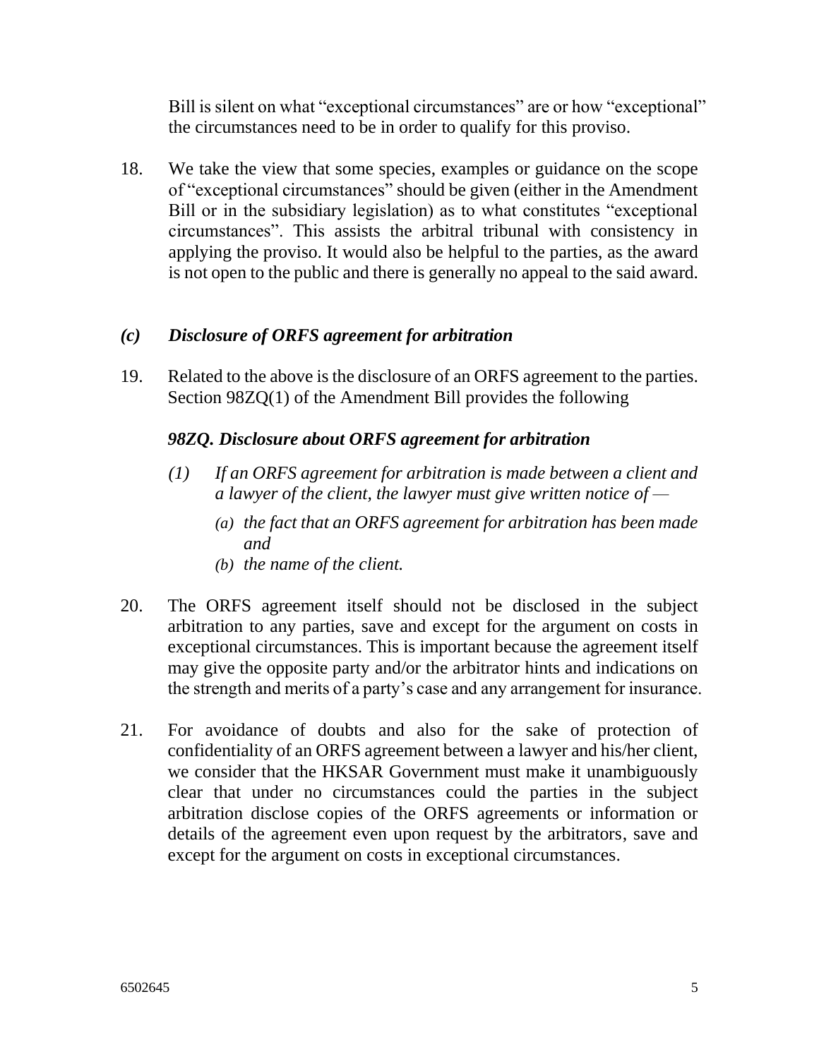Bill is silent on what "exceptional circumstances" are or how "exceptional" the circumstances need to be in order to qualify for this proviso.

18. We take the view that some species, examples or guidance on the scope of "exceptional circumstances" should be given (either in the Amendment Bill or in the subsidiary legislation) as to what constitutes "exceptional circumstances". This assists the arbitral tribunal with consistency in applying the proviso. It would also be helpful to the parties, as the award is not open to the public and there is generally no appeal to the said award.

### *(c) Disclosure of ORFS agreement for arbitration*

19. Related to the above is the disclosure of an ORFS agreement to the parties. Section 98ZQ(1) of the Amendment Bill provides the following

    ***98ZQ. Disclosure about ORFS agreement for arbitration***

    *(1) If an ORFS agreement for arbitration is made between a client and a lawyer of the client, the lawyer must give written notice of —*

    *(a) the fact that an ORFS agreement for arbitration has been made and*

    *(b) the name of the client.*

20. The ORFS agreement itself should not be disclosed in the subject arbitration to any parties, save and except for the argument on costs in exceptional circumstances. This is important because the agreement itself may give the opposite party and/or the arbitrator hints and indications on the strength and merits of a party's case and any arrangement for insurance.

21. For avoidance of doubts and also for the sake of protection of confidentiality of an ORFS agreement between a lawyer and his/her client, we consider that the HKSAR Government must make it unambiguously clear that under no circumstances could the parties in the subject arbitration disclose copies of the ORFS agreements or information or details of the agreement even upon request by the arbitrators, save and except for the argument on costs in exceptional circumstances.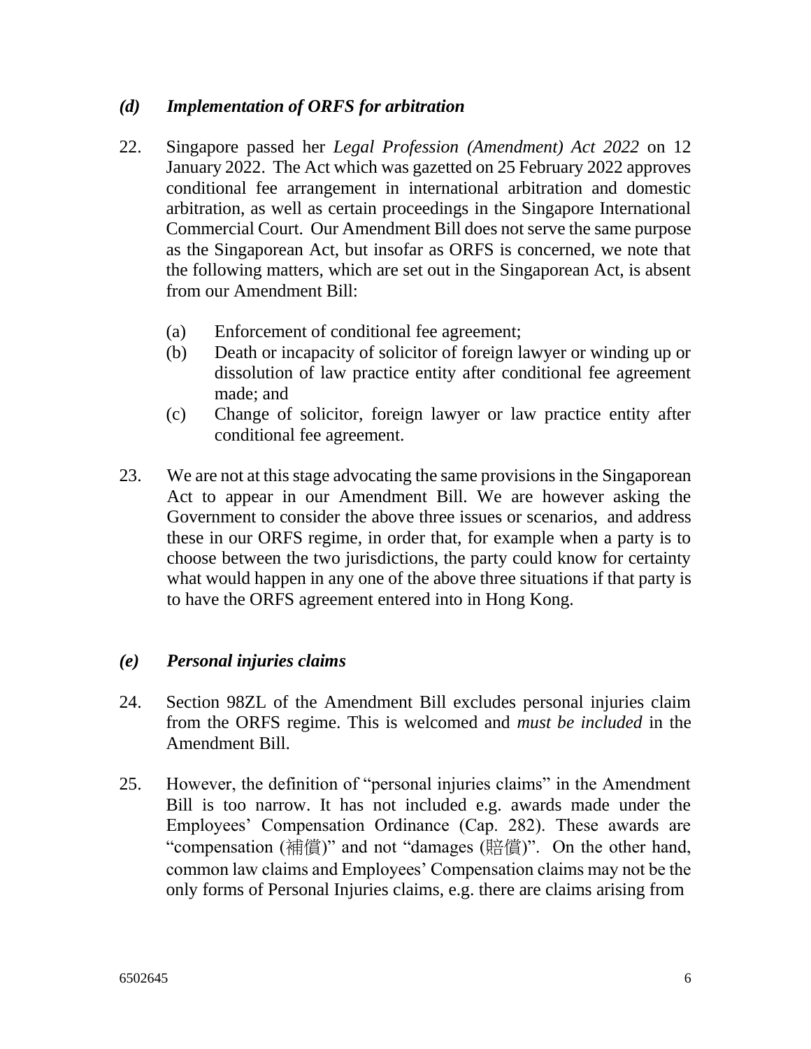### *(d) Implementation of ORFS for arbitration*

22. Singapore passed her *Legal Profession (Amendment) Act 2022* on 12 January 2022. The Act which was gazetted on 25 February 2022 approves conditional fee arrangement in international arbitration and domestic arbitration, as well as certain proceedings in the Singapore International Commercial Court. Our Amendment Bill does not serve the same purpose as the Singaporean Act, but insofar as ORFS is concerned, we note that the following matters, which are set out in the Singaporean Act, is absent from our Amendment Bill:

    (a) Enforcement of conditional fee agreement;
    (b) Death or incapacity of solicitor of foreign lawyer or winding up or dissolution of law practice entity after conditional fee agreement made; and
    (c) Change of solicitor, foreign lawyer or law practice entity after conditional fee agreement.

23. We are not at this stage advocating the same provisions in the Singaporean Act to appear in our Amendment Bill. We are however asking the Government to consider the above three issues or scenarios, and address these in our ORFS regime, in order that, for example when a party is to choose between the two jurisdictions, the party could know for certainty what would happen in any one of the above three situations if that party is to have the ORFS agreement entered into in Hong Kong.

### *(e) Personal injuries claims*

24. Section 98ZL of the Amendment Bill excludes personal injuries claim from the ORFS regime. This is welcomed and *must be included* in the Amendment Bill.

25. However, the definition of "personal injuries claims" in the Amendment Bill is too narrow. It has not included e.g. awards made under the Employees' Compensation Ordinance (Cap. 282). These awards are "compensation (補償)" and not "damages (賠償)". On the other hand, common law claims and Employees' Compensation claims may not be the only forms of Personal Injuries claims, e.g. there are claims arising from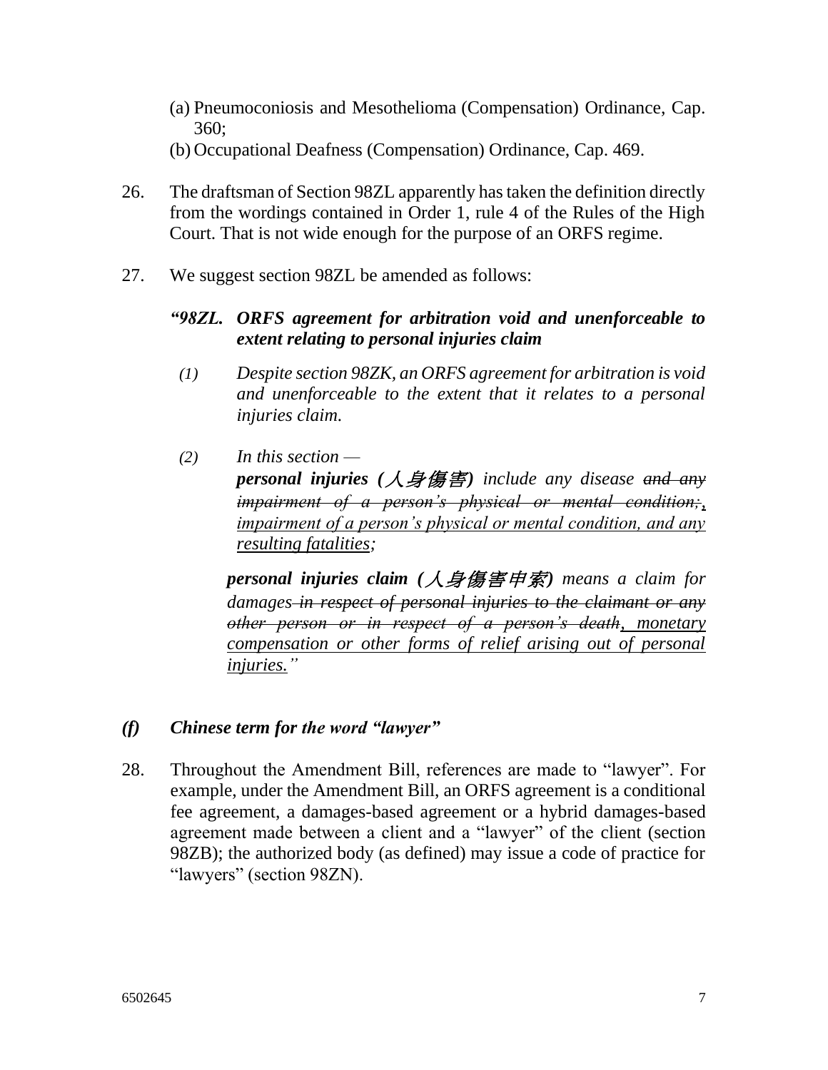(a) Pneumoconiosis and Mesothelioma (Compensation) Ordinance, Cap. 360;

(b) Occupational Deafness (Compensation) Ordinance, Cap. 469.

26. The draftsman of Section 98ZL apparently has taken the definition directly from the wordings contained in Order 1, rule 4 of the Rules of the High Court. That is not wide enough for the purpose of an ORFS regime.

27. We suggest section 98ZL be amended as follows:

***"98ZL. ORFS agreement for arbitration void and unenforceable to extent relating to personal injuries claim***

*(1) Despite section 98ZK, an ORFS agreement for arbitration is void and unenforceable to the extent that it relates to a personal injuries claim.*

*(2) In this section —*

***personal injuries (人身傷害)*** *include any disease ~~and any impairment of a person's physical or mental condition;~~, <u>impairment of a person's physical or mental condition, and any resulting fatalities</u>;*

***personal injuries claim (人身傷害申索)*** *means a claim for damages ~~in respect of personal injuries to the claimant or any other person or in respect of a person's death~~, <u>monetary compensation or other forms of relief arising out of personal injuries.</u>"*

### *(f) Chinese term for the word "lawyer"*

28. Throughout the Amendment Bill, references are made to "lawyer". For example, under the Amendment Bill, an ORFS agreement is a conditional fee agreement, a damages-based agreement or a hybrid damages-based agreement made between a client and a "lawyer" of the client (section 98ZB); the authorized body (as defined) may issue a code of practice for "lawyers" (section 98ZN).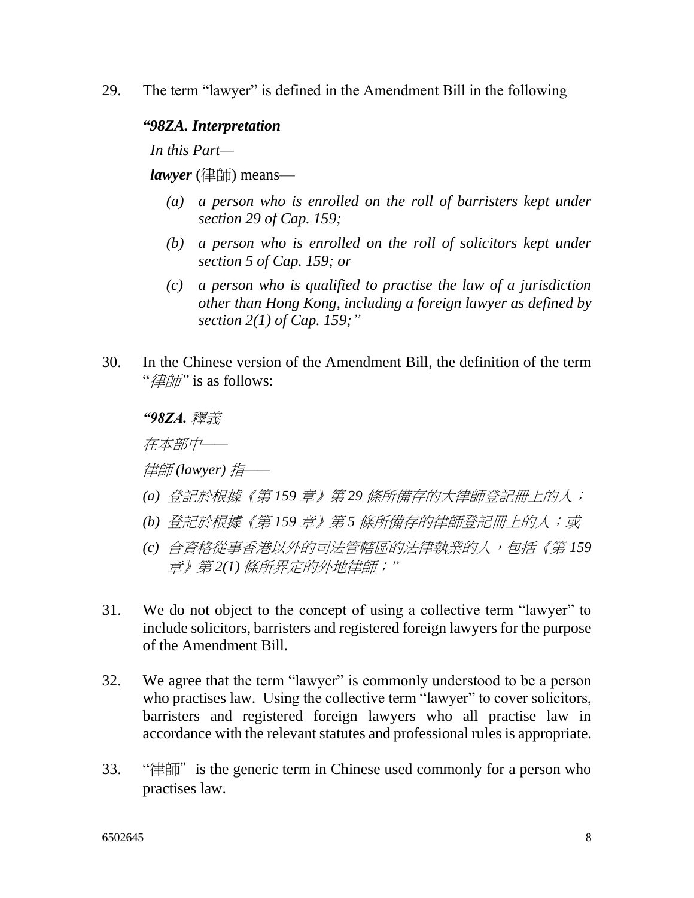29. The term "lawyer" is defined in the Amendment Bill in the following

***"98ZA. Interpretation***

*In this Part—*

***lawyer*** (律師) means—

*(a) a person who is enrolled on the roll of barristers kept under section 29 of Cap. 159;*

*(b) a person who is enrolled on the roll of solicitors kept under section 5 of Cap. 159; or*

*(c) a person who is qualified to practise the law of a jurisdiction other than Hong Kong, including a foreign lawyer as defined by section 2(1) of Cap. 159;"*

30. In the Chinese version of the Amendment Bill, the definition of the term "*律師*" is as follows:

***"98ZA.*** *釋義*

*在本部中——*

*律師 (lawyer) 指——*

*(a) 登記於根據《第 159 章》第 29 條所備存的大律師登記冊上的人；*

*(b) 登記於根據《第 159 章》第 5 條所備存的律師登記冊上的人；或*

*(c) 合資格從事香港以外的司法管轄區的法律執業的人，包括《第 159 章》第 2(1) 條所界定的外地律師；"*

31. We do not object to the concept of using a collective term "lawyer" to include solicitors, barristers and registered foreign lawyers for the purpose of the Amendment Bill.

32. We agree that the term "lawyer" is commonly understood to be a person who practises law. Using the collective term "lawyer" to cover solicitors, barristers and registered foreign lawyers who all practise law in accordance with the relevant statutes and professional rules is appropriate.

33. "律師" is the generic term in Chinese used commonly for a person who practises law.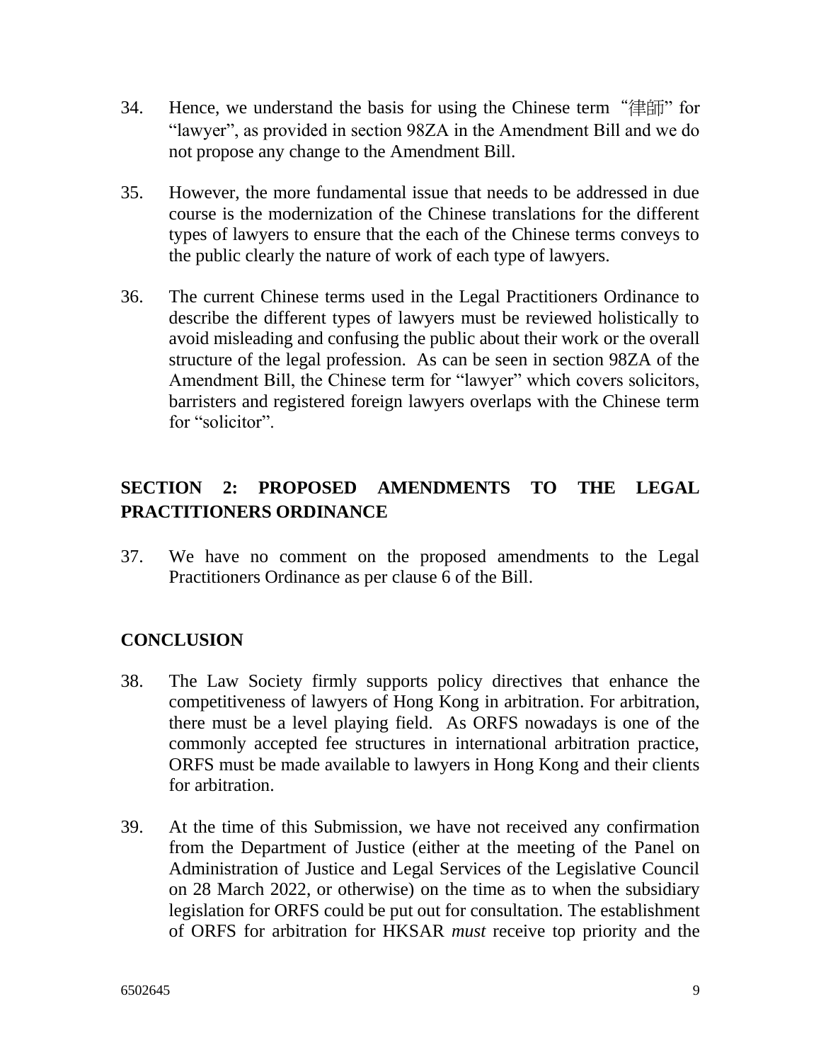34. Hence, we understand the basis for using the Chinese term "律師" for "lawyer", as provided in section 98ZA in the Amendment Bill and we do not propose any change to the Amendment Bill.

35. However, the more fundamental issue that needs to be addressed in due course is the modernization of the Chinese translations for the different types of lawyers to ensure that the each of the Chinese terms conveys to the public clearly the nature of work of each type of lawyers.

36. The current Chinese terms used in the Legal Practitioners Ordinance to describe the different types of lawyers must be reviewed holistically to avoid misleading and confusing the public about their work or the overall structure of the legal profession. As can be seen in section 98ZA of the Amendment Bill, the Chinese term for "lawyer" which covers solicitors, barristers and registered foreign lawyers overlaps with the Chinese term for "solicitor".

## SECTION 2: PROPOSED AMENDMENTS TO THE LEGAL PRACTITIONERS ORDINANCE

37. We have no comment on the proposed amendments to the Legal Practitioners Ordinance as per clause 6 of the Bill.

## CONCLUSION

38. The Law Society firmly supports policy directives that enhance the competitiveness of lawyers of Hong Kong in arbitration. For arbitration, there must be a level playing field. As ORFS nowadays is one of the commonly accepted fee structures in international arbitration practice, ORFS must be made available to lawyers in Hong Kong and their clients for arbitration.

39. At the time of this Submission, we have not received any confirmation from the Department of Justice (either at the meeting of the Panel on Administration of Justice and Legal Services of the Legislative Council on 28 March 2022, or otherwise) on the time as to when the subsidiary legislation for ORFS could be put out for consultation. The establishment of ORFS for arbitration for HKSAR *must* receive top priority and the

6502645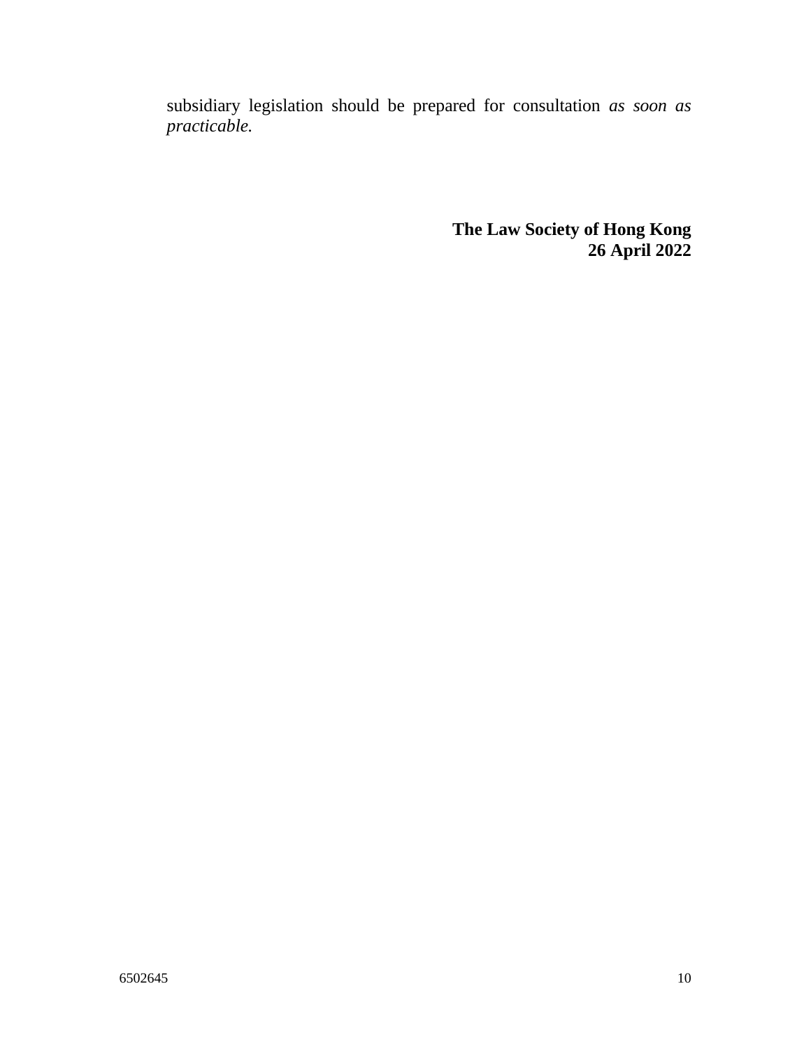subsidiary legislation should be prepared for consultation *as soon as practicable.*

**The Law Society of Hong Kong**
**26 April 2022**

6502645